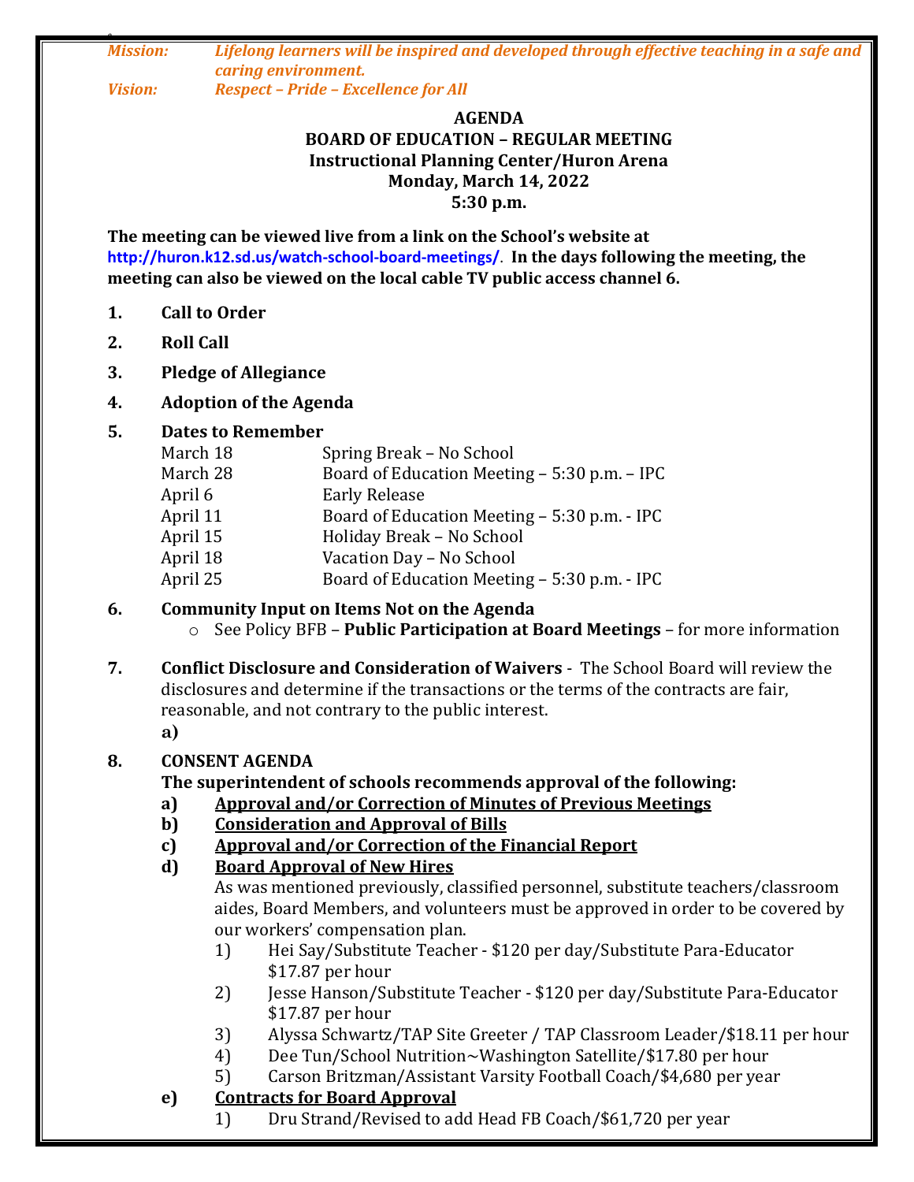*Mission:* *Lifelong learners will be inspired and developed through effective teaching in a safe and caring environment.*
*Vision:* *Respect – Pride – Excellence for All*

**AGENDA**
**BOARD OF EDUCATION – REGULAR MEETING**
**Instructional Planning Center/Huron Arena**
**Monday, March 14, 2022**
**5:30 p.m.**

**The meeting can be viewed live from a link on the School's website at http://huron.k12.sd.us/watch-school-board-meetings/. In the days following the meeting, the meeting can also be viewed on the local cable TV public access channel 6.**

1. **Call to Order**
2. **Roll Call**
3. **Pledge of Allegiance**
4. **Adoption of the Agenda**
5. **Dates to Remember**

| | |
|---|---|
| March 18 | Spring Break – No School |
| March 28 | Board of Education Meeting – 5:30 p.m. – IPC |
| April 6 | Early Release |
| April 11 | Board of Education Meeting – 5:30 p.m. - IPC |
| April 15 | Holiday Break – No School |
| April 18 | Vacation Day – No School |
| April 25 | Board of Education Meeting – 5:30 p.m. - IPC |

6. **Community Input on Items Not on the Agenda**
   - See Policy BFB – **Public Participation at Board Meetings** – for more information

7. **Conflict Disclosure and Consideration of Waivers** - The School Board will review the disclosures and determine if the transactions or the terms of the contracts are fair, reasonable, and not contrary to the public interest.
   **a)**

8. **CONSENT AGENDA**
   **The superintendent of schools recommends approval of the following:**
   **a)** **Approval and/or Correction of Minutes of Previous Meetings**
   **b)** **Consideration and Approval of Bills**
   **c)** **Approval and/or Correction of the Financial Report**
   **d)** **Board Approval of New Hires**
   As was mentioned previously, classified personnel, substitute teachers/classroom aides, Board Members, and volunteers must be approved in order to be covered by our workers' compensation plan.
      1) Hei Say/Substitute Teacher - $120 per day/Substitute Para-Educator $17.87 per hour
      2) Jesse Hanson/Substitute Teacher - $120 per day/Substitute Para-Educator $17.87 per hour
      3) Alyssa Schwartz/TAP Site Greeter / TAP Classroom Leader/$18.11 per hour
      4) Dee Tun/School Nutrition~Washington Satellite/$17.80 per hour
      5) Carson Britzman/Assistant Varsity Football Coach/$4,680 per year

   **e)** **Contracts for Board Approval**
      1) Dru Strand/Revised to add Head FB Coach/$61,720 per year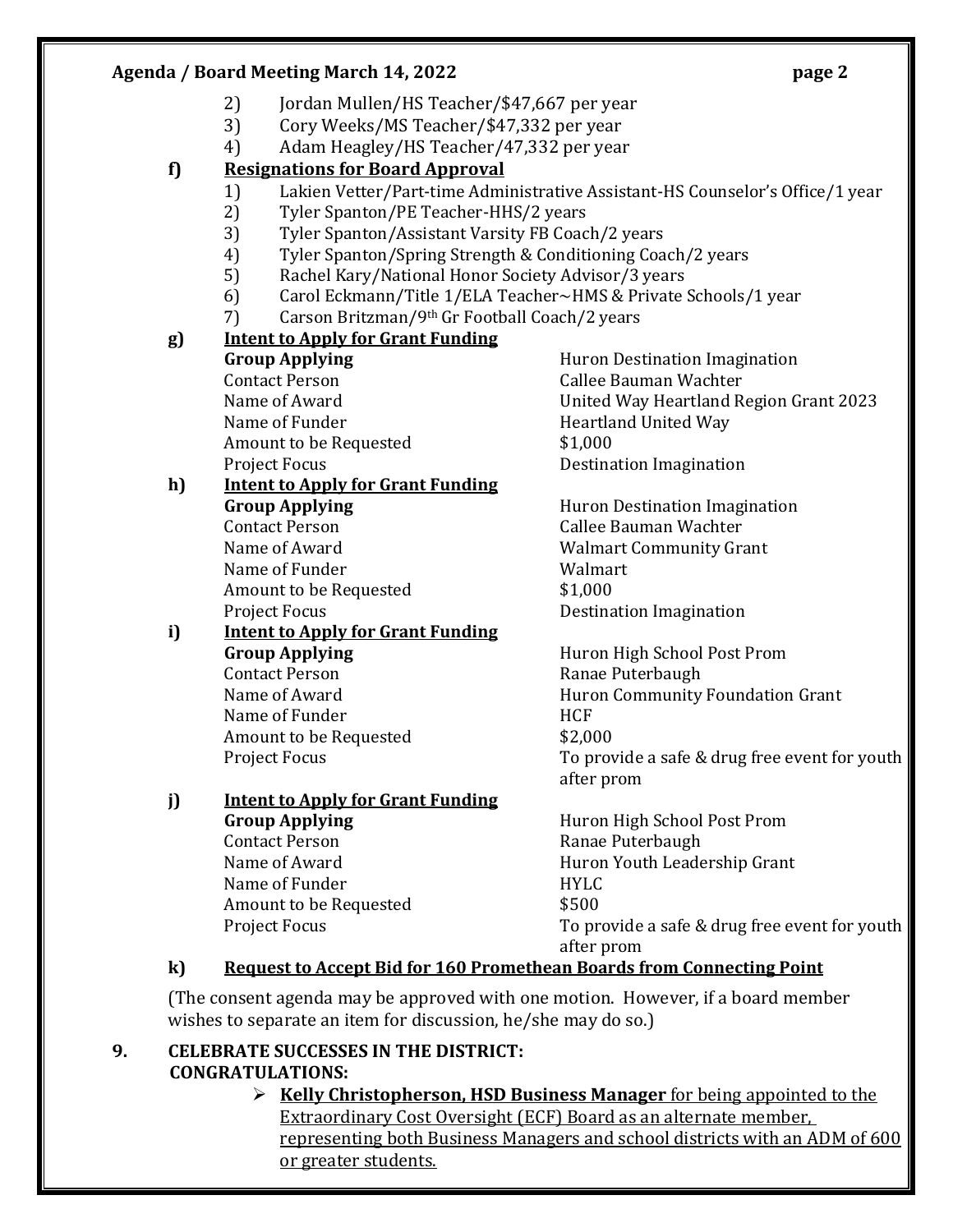2) Jordan Mullen/HS Teacher/$47,667 per year
3) Cory Weeks/MS Teacher/$47,332 per year
4) Adam Heagley/HS Teacher/47,332 per year

**f) Resignations for Board Approval**

1) Lakien Vetter/Part-time Administrative Assistant-HS Counselor's Office/1 year
2) Tyler Spanton/PE Teacher-HHS/2 years
3) Tyler Spanton/Assistant Varsity FB Coach/2 years
4) Tyler Spanton/Spring Strength & Conditioning Coach/2 years
5) Rachel Kary/National Honor Society Advisor/3 years
6) Carol Eckmann/Title 1/ELA Teacher~HMS & Private Schools/1 year
7) Carson Britzman/9th Gr Football Coach/2 years

**g) Intent to Apply for Grant Funding**

| **Group Applying** | Huron Destination Imagination |
|---|---|
| Contact Person | Callee Bauman Wachter |
| Name of Award | United Way Heartland Region Grant 2023 |
| Name of Funder | Heartland United Way |
| Amount to be Requested | $1,000 |
| Project Focus | Destination Imagination |

**h) Intent to Apply for Grant Funding**

| **Group Applying** | Huron Destination Imagination |
|---|---|
| Contact Person | Callee Bauman Wachter |
| Name of Award | Walmart Community Grant |
| Name of Funder | Walmart |
| Amount to be Requested | $1,000 |
| Project Focus | Destination Imagination |

**i) Intent to Apply for Grant Funding**

| **Group Applying** | Huron High School Post Prom |
|---|---|
| Contact Person | Ranae Puterbaugh |
| Name of Award | Huron Community Foundation Grant |
| Name of Funder | HCF |
| Amount to be Requested | $2,000 |
| Project Focus | To provide a safe & drug free event for youth after prom |

**j) Intent to Apply for Grant Funding**

| **Group Applying** | Huron High School Post Prom |
|---|---|
| Contact Person | Ranae Puterbaugh |
| Name of Award | Huron Youth Leadership Grant |
| Name of Funder | HYLC |
| Amount to be Requested | $500 |
| Project Focus | To provide a safe & drug free event for youth after prom |

**k) Request to Accept Bid for 160 Promethean Boards from Connecting Point**

(The consent agenda may be approved with one motion. However, if a board member wishes to separate an item for discussion, he/she may do so.)

**9. CELEBRATE SUCCESSES IN THE DISTRICT:**
**CONGRATULATIONS:**

- **Kelly Christopherson, HSD Business Manager** for being appointed to the Extraordinary Cost Oversight (ECF) Board as an alternate member, representing both Business Managers and school districts with an ADM of 600 or greater students.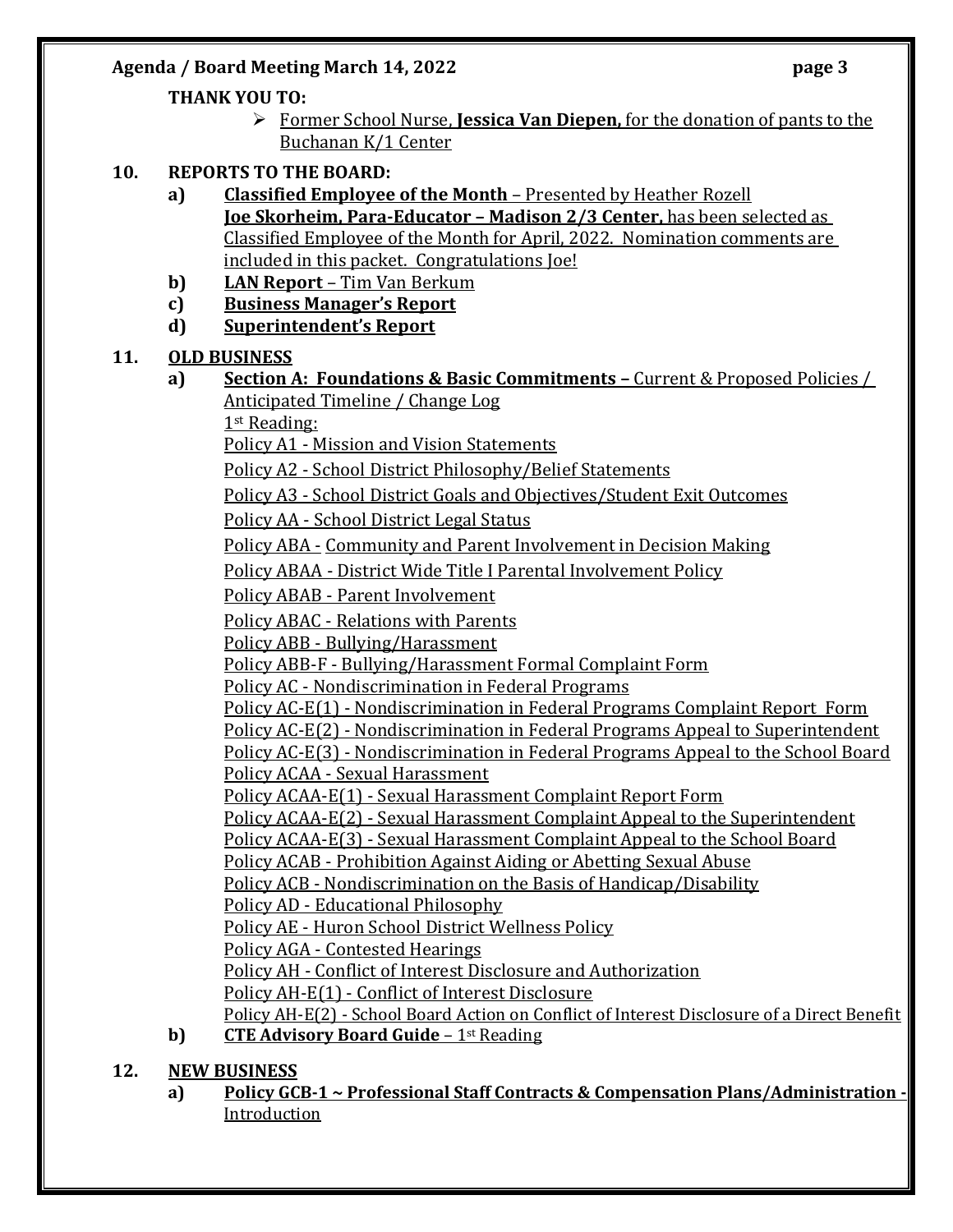**THANK YOU TO:**

- Former School Nurse, **Jessica Van Diepen,** for the donation of pants to the Buchanan K/1 Center

**10. REPORTS TO THE BOARD:**

- **a) Classified Employee of the Month** – Presented by Heather Rozell
  **Joe Skorheim, Para-Educator – Madison 2/3 Center,** has been selected as Classified Employee of the Month for April, 2022. Nomination comments are included in this packet. Congratulations Joe!
- **b) LAN Report** – Tim Van Berkum
- **c) Business Manager's Report**
- **d) Superintendent's Report**

**11. OLD BUSINESS**

- **a) Section A: Foundations & Basic Commitments –** Current & Proposed Policies / Anticipated Timeline / Change Log
  1st Reading:
  Policy A1 - Mission and Vision Statements
  Policy A2 - School District Philosophy/Belief Statements
  Policy A3 - School District Goals and Objectives/Student Exit Outcomes
  Policy AA - School District Legal Status
  Policy ABA - Community and Parent Involvement in Decision Making
  Policy ABAA - District Wide Title I Parental Involvement Policy
  Policy ABAB - Parent Involvement
  Policy ABAC - Relations with Parents
  Policy ABB - Bullying/Harassment
  Policy ABB-F - Bullying/Harassment Formal Complaint Form
  Policy AC - Nondiscrimination in Federal Programs
  Policy AC-E(1) - Nondiscrimination in Federal Programs Complaint Report Form
  Policy AC-E(2) - Nondiscrimination in Federal Programs Appeal to Superintendent
  Policy AC-E(3) - Nondiscrimination in Federal Programs Appeal to the School Board
  Policy ACAA - Sexual Harassment
  Policy ACAA-E(1) - Sexual Harassment Complaint Report Form
  Policy ACAA-E(2) - Sexual Harassment Complaint Appeal to the Superintendent
  Policy ACAA-E(3) - Sexual Harassment Complaint Appeal to the School Board
  Policy ACAB - Prohibition Against Aiding or Abetting Sexual Abuse
  Policy ACB - Nondiscrimination on the Basis of Handicap/Disability
  Policy AD - Educational Philosophy
  Policy AE - Huron School District Wellness Policy
  Policy AGA - Contested Hearings
  Policy AH - Conflict of Interest Disclosure and Authorization
  Policy AH-E(1) - Conflict of Interest Disclosure
  Policy AH-E(2) - School Board Action on Conflict of Interest Disclosure of a Direct Benefit
- **b) CTE Advisory Board Guide** – 1st Reading

**12. NEW BUSINESS**

- **a) Policy GCB-1 ~ Professional Staff Contracts & Compensation Plans/Administration -** Introduction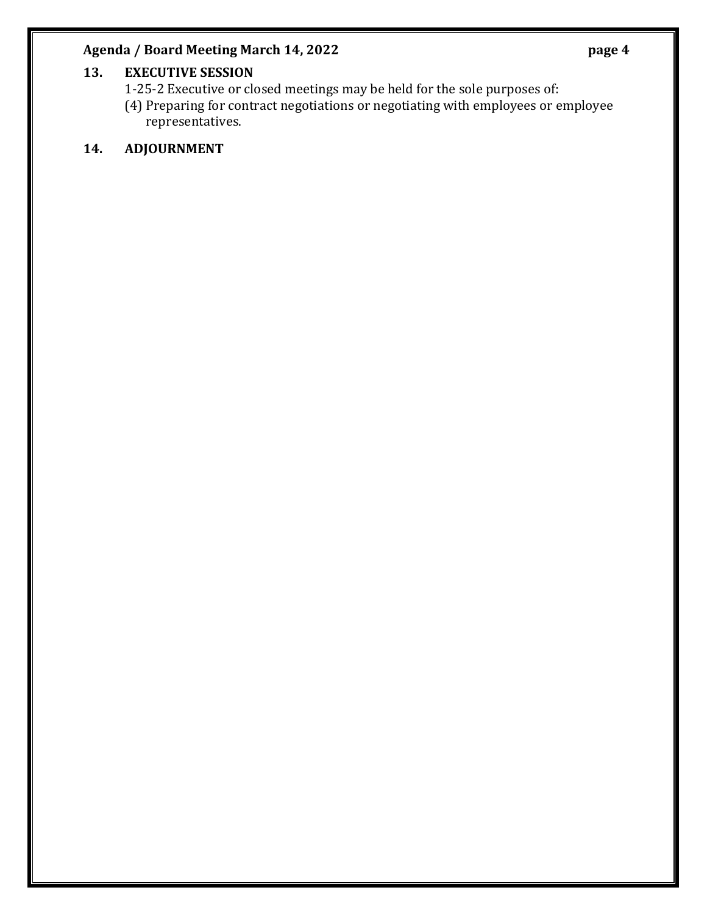## 13. EXECUTIVE SESSION

1-25-2 Executive or closed meetings may be held for the sole purposes of:

(4) Preparing for contract negotiations or negotiating with employees or employee representatives.

## 14. ADJOURNMENT